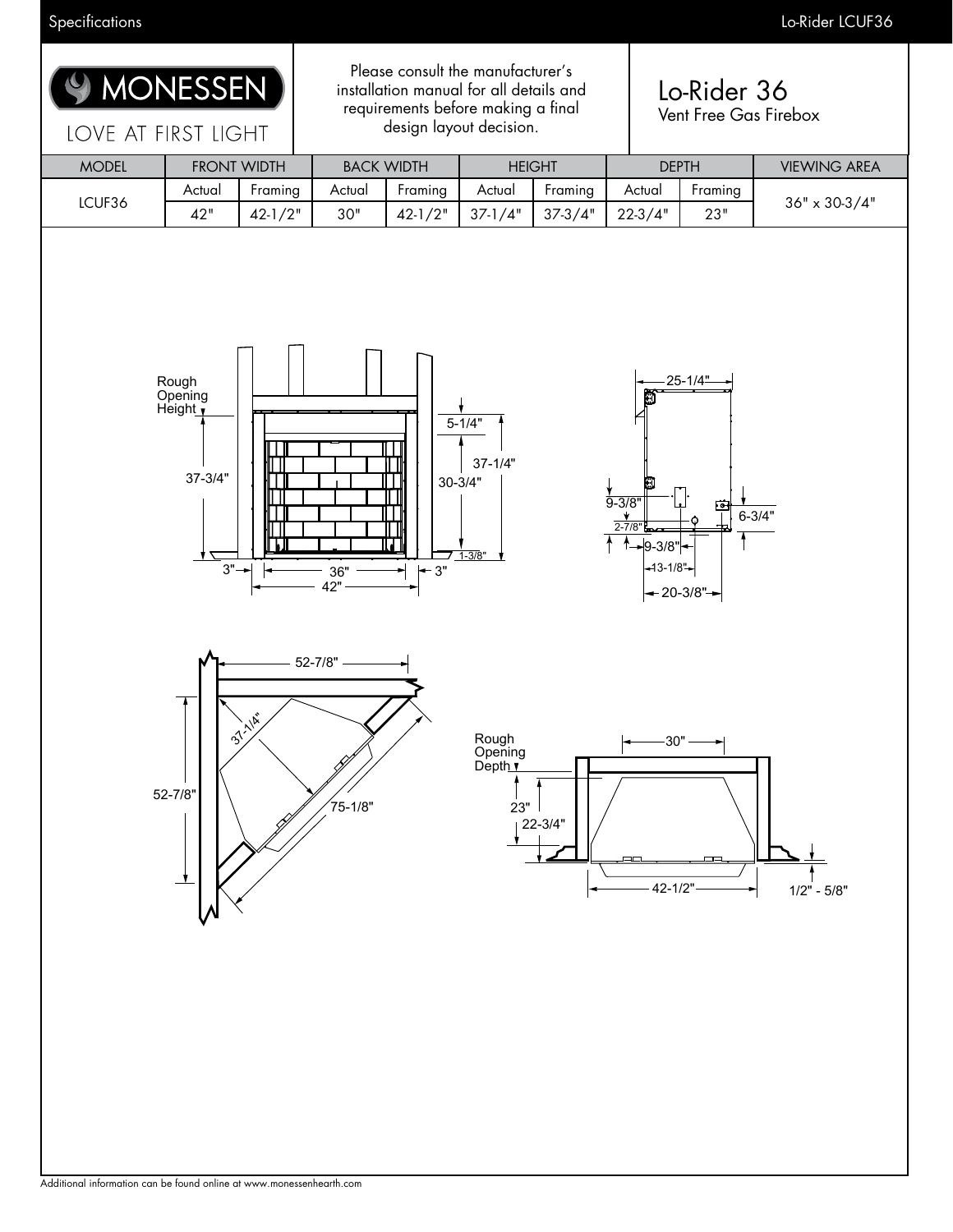MONESSEN

LOVE AT FIRST LIGHT

Please consult the manufacturer's installation manual for all details and requirements before making a final design layout decision.

# Lo-Rider 36

Vent Free Gas Firebox

| MODEL | FRONT WIDTH | | BACK WIDTH | | HEIGHT | | DEPTH | | VIEWING AREA |
|---|---|---|---|---|---|---|---|---|---|
| | Actual | Framing | Actual | Framing | Actual | Framing | Actual | Framing | |
| LCUF36 | 42" | 42-1/2" | 30" | 42-1/2" | 37-1/4" | 37-3/4" | 22-3/4" | 23" | 36" x 30-3/4" |

Rough Opening Height

37-3/4"

3"

36"

42"

3"

5-1/4"

37-1/4"

30-3/4"

1-3/8"

25-1/4"

9-3/8"

2-7/8"

9-3/8"

13-1/8"

20-3/8"

6-3/4"

52-7/8"

37-1/4"

52-7/8"

75-1/8"

Rough Opening Depth

30"

23"

22-3/4"

42-1/2"

1/2" - 5/8"

Additional information can be found online at www.monessenhearth.com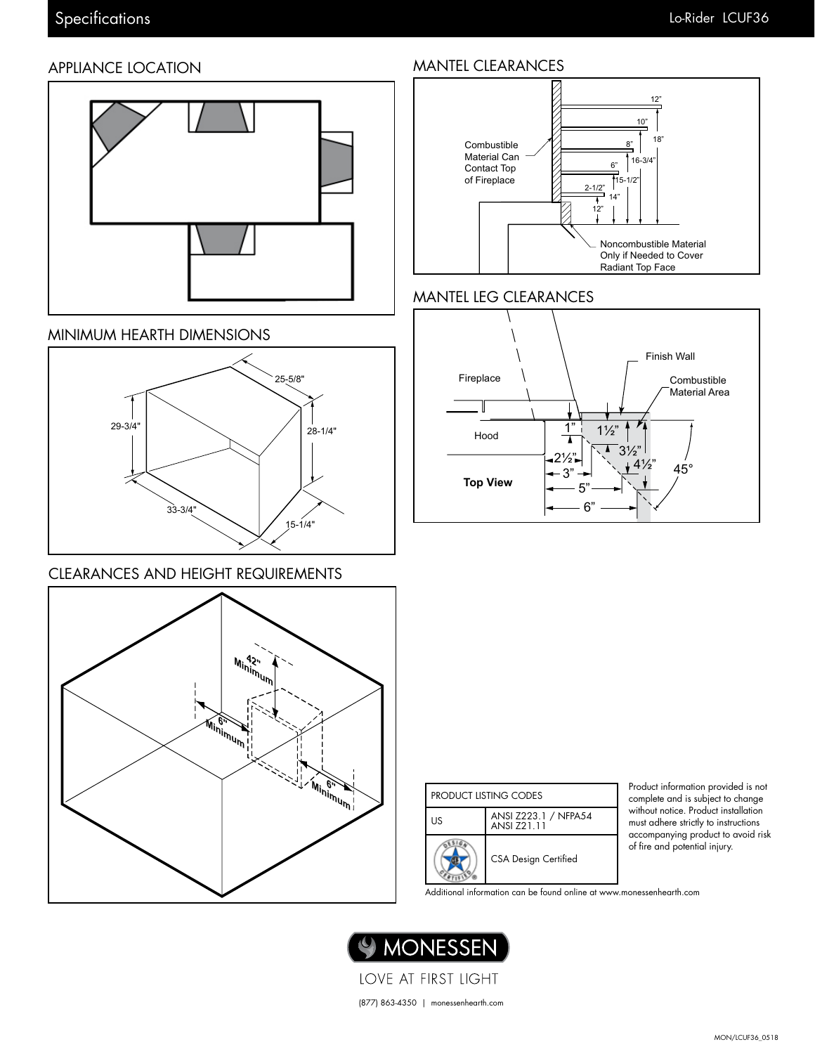## APPLIANCE LOCATION

## MINIMUM HEARTH DIMENSIONS

25-5/8"
29-3/4"
28-1/4"
33-3/4"
15-1/4"

## CLEARANCES AND HEIGHT REQUIREMENTS

42" Minimum
6" Minimum
6" Minimum

## MANTEL CLEARANCES

Combustible Material Can Contact Top of Fireplace

12"
10"
8"
6"
2-1/2"
18"
16-3/4"
15-1/2"
14"
12"

Noncombustible Material Only if Needed to Cover Radiant Top Face

## MANTEL LEG CLEARANCES

Fireplace
Finish Wall
Combustible Material Area
Hood
Top View

1"
1½"
3½"
4½"
2½"
3"
5"
6"
45°

| PRODUCT LISTING CODES | |
|---|---|
| US | ANSI Z223.1 / NFPA54 ANSI Z21.11 |
| | CSA Design Certified |

Product information provided is not complete and is subject to change without notice. Product installation must adhere strictly to instructions accompanying product to avoid risk of fire and potential injury.

Additional information can be found online at www.monessenhearth.com

MONESSEN

LOVE AT FIRST LIGHT

(877) 863-4350 | monessenhearth.com

MON/LCUF36_0518